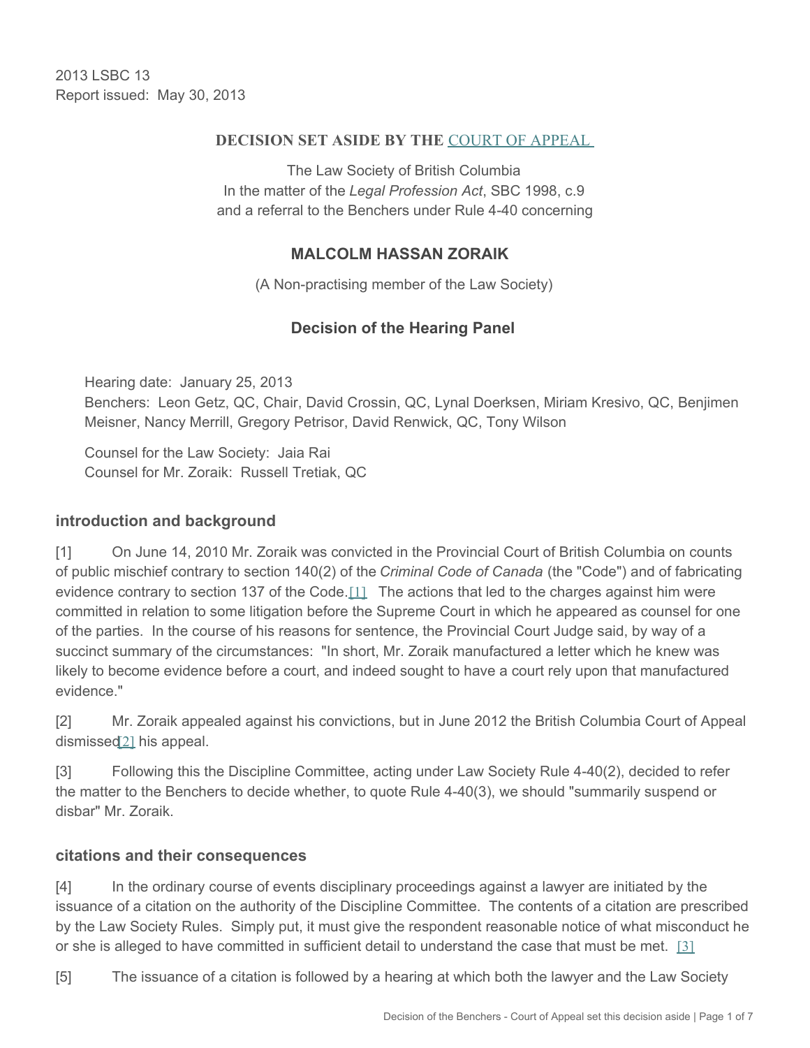2013 LSBC 13
Report issued: May 30, 2013

**DECISION SET ASIDE BY THE COURT OF APPEAL**

The Law Society of British Columbia
In the matter of the *Legal Profession Act*, SBC 1998, c.9
and a referral to the Benchers under Rule 4-40 concerning

## MALCOLM HASSAN ZORAIK

(A Non-practising member of the Law Society)

### Decision of the Hearing Panel

Hearing date: January 25, 2013
Benchers: Leon Getz, QC, Chair, David Crossin, QC, Lynal Doerksen, Miriam Kresivo, QC, Benjimen Meisner, Nancy Merrill, Gregory Petrisor, David Renwick, QC, Tony Wilson

Counsel for the Law Society: Jaia Rai
Counsel for Mr. Zoraik: Russell Tretiak, QC

### introduction and background

[1] On June 14, 2010 Mr. Zoraik was convicted in the Provincial Court of British Columbia on counts of public mischief contrary to section 140(2) of the *Criminal Code of Canada* (the "Code") and of fabricating evidence contrary to section 137 of the Code.[1] The actions that led to the charges against him were committed in relation to some litigation before the Supreme Court in which he appeared as counsel for one of the parties. In the course of his reasons for sentence, the Provincial Court Judge said, by way of a succinct summary of the circumstances: "In short, Mr. Zoraik manufactured a letter which he knew was likely to become evidence before a court, and indeed sought to have a court rely upon that manufactured evidence."

[2] Mr. Zoraik appealed against his convictions, but in June 2012 the British Columbia Court of Appeal dismissed[2] his appeal.

[3] Following this the Discipline Committee, acting under Law Society Rule 4-40(2), decided to refer the matter to the Benchers to decide whether, to quote Rule 4-40(3), we should "summarily suspend or disbar" Mr. Zoraik.

### citations and their consequences

[4] In the ordinary course of events disciplinary proceedings against a lawyer are initiated by the issuance of a citation on the authority of the Discipline Committee. The contents of a citation are prescribed by the Law Society Rules. Simply put, it must give the respondent reasonable notice of what misconduct he or she is alleged to have committed in sufficient detail to understand the case that must be met. [3]

[5] The issuance of a citation is followed by a hearing at which both the lawyer and the Law Society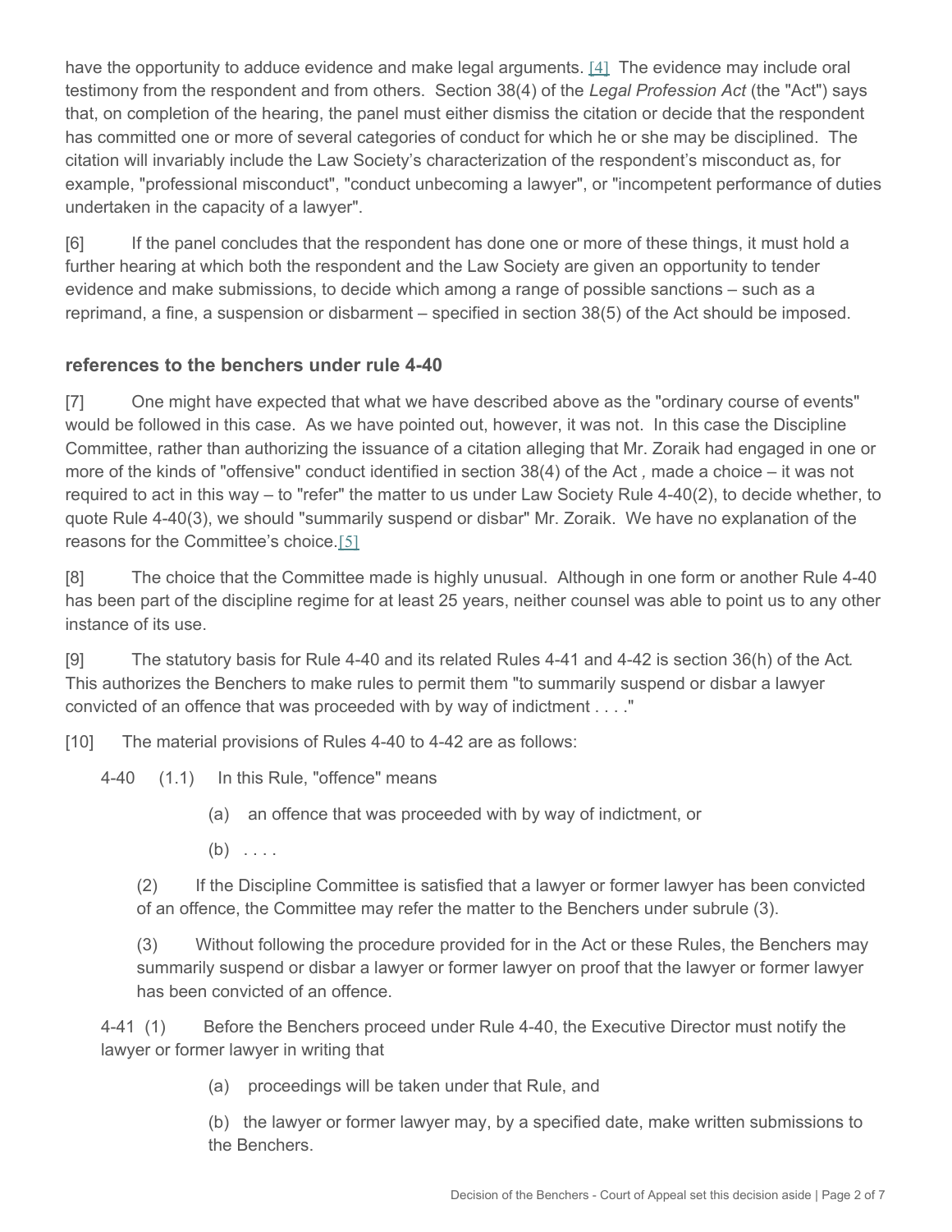have the opportunity to adduce evidence and make legal arguments. [4] The evidence may include oral testimony from the respondent and from others. Section 38(4) of the *Legal Profession Act* (the "Act") says that, on completion of the hearing, the panel must either dismiss the citation or decide that the respondent has committed one or more of several categories of conduct for which he or she may be disciplined. The citation will invariably include the Law Society's characterization of the respondent's misconduct as, for example, "professional misconduct", "conduct unbecoming a lawyer", or "incompetent performance of duties undertaken in the capacity of a lawyer".

[6] If the panel concludes that the respondent has done one or more of these things, it must hold a further hearing at which both the respondent and the Law Society are given an opportunity to tender evidence and make submissions, to decide which among a range of possible sanctions – such as a reprimand, a fine, a suspension or disbarment – specified in section 38(5) of the Act should be imposed.

### references to the benchers under rule 4-40

[7] One might have expected that what we have described above as the "ordinary course of events" would be followed in this case. As we have pointed out, however, it was not. In this case the Discipline Committee, rather than authorizing the issuance of a citation alleging that Mr. Zoraik had engaged in one or more of the kinds of "offensive" conduct identified in section 38(4) of the Act *,* made a choice – it was not required to act in this way – to "refer" the matter to us under Law Society Rule 4-40(2), to decide whether, to quote Rule 4-40(3), we should "summarily suspend or disbar" Mr. Zoraik. We have no explanation of the reasons for the Committee's choice.[5]

[8] The choice that the Committee made is highly unusual. Although in one form or another Rule 4-40 has been part of the discipline regime for at least 25 years, neither counsel was able to point us to any other instance of its use.

[9] The statutory basis for Rule 4-40 and its related Rules 4-41 and 4-42 is section 36(h) of the Act*.* This authorizes the Benchers to make rules to permit them "to summarily suspend or disbar a lawyer convicted of an offence that was proceeded with by way of indictment . . . ."

[10] The material provisions of Rules 4-40 to 4-42 are as follows:

> 4-40 (1.1) In this Rule, "offence" means
>
> > (a) an offence that was proceeded with by way of indictment, or
> >
> > (b) . . . .
>
> (2) If the Discipline Committee is satisfied that a lawyer or former lawyer has been convicted of an offence, the Committee may refer the matter to the Benchers under subrule (3).
>
> (3) Without following the procedure provided for in the Act or these Rules, the Benchers may summarily suspend or disbar a lawyer or former lawyer on proof that the lawyer or former lawyer has been convicted of an offence.
>
> 4-41 (1) Before the Benchers proceed under Rule 4-40, the Executive Director must notify the lawyer or former lawyer in writing that
>
> > (a) proceedings will be taken under that Rule, and
> >
> > (b) the lawyer or former lawyer may, by a specified date, make written submissions to the Benchers.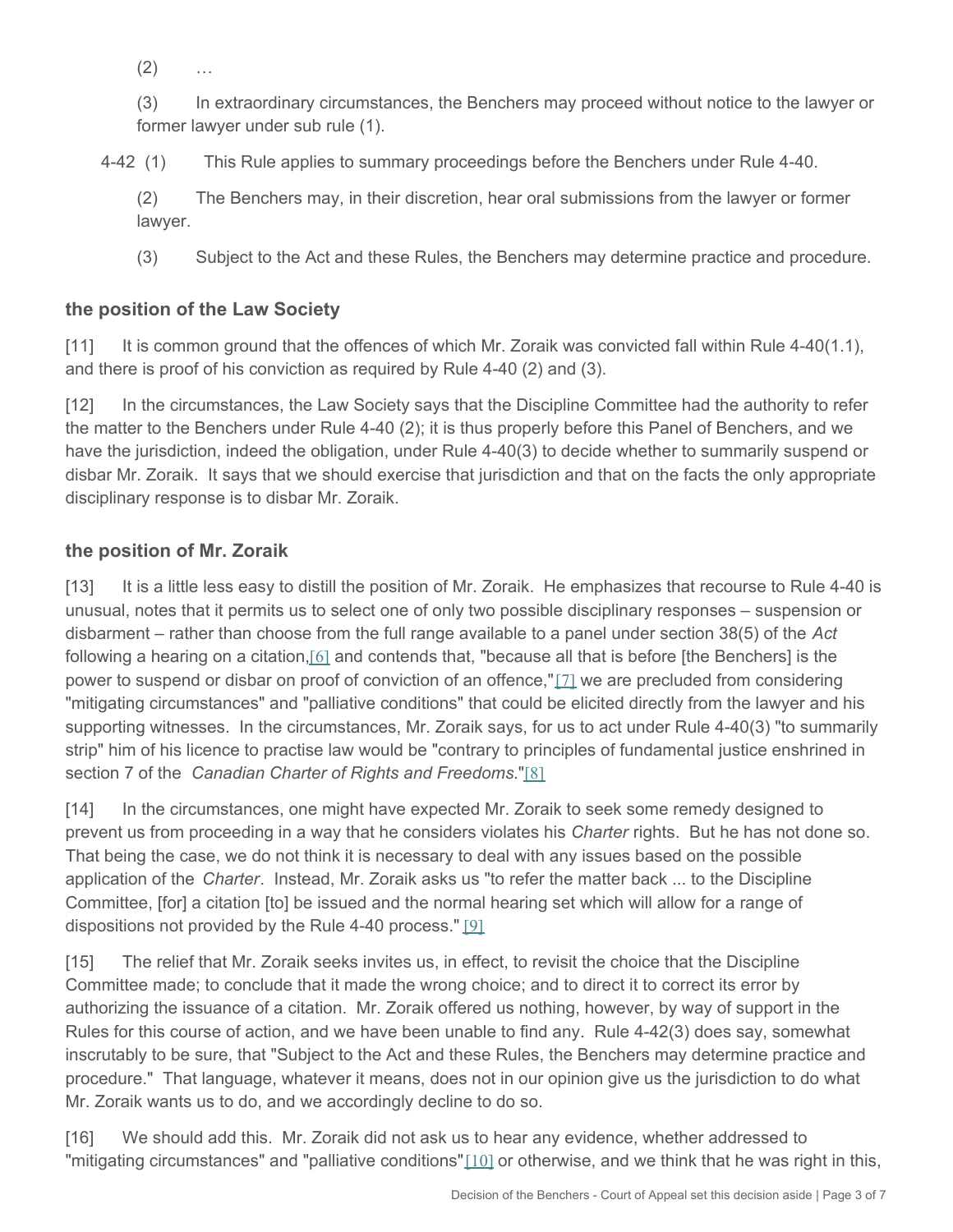(2) …

(3) In extraordinary circumstances, the Benchers may proceed without notice to the lawyer or former lawyer under sub rule (1).

4-42 (1) This Rule applies to summary proceedings before the Benchers under Rule 4-40.

(2) The Benchers may, in their discretion, hear oral submissions from the lawyer or former lawyer.

(3) Subject to the Act and these Rules, the Benchers may determine practice and procedure.

## the position of the Law Society

[11] It is common ground that the offences of which Mr. Zoraik was convicted fall within Rule 4-40(1.1), and there is proof of his conviction as required by Rule 4-40 (2) and (3).

[12] In the circumstances, the Law Society says that the Discipline Committee had the authority to refer the matter to the Benchers under Rule 4-40 (2); it is thus properly before this Panel of Benchers, and we have the jurisdiction, indeed the obligation, under Rule 4-40(3) to decide whether to summarily suspend or disbar Mr. Zoraik. It says that we should exercise that jurisdiction and that on the facts the only appropriate disciplinary response is to disbar Mr. Zoraik.

## the position of Mr. Zoraik

[13] It is a little less easy to distill the position of Mr. Zoraik. He emphasizes that recourse to Rule 4-40 is unusual, notes that it permits us to select one of only two possible disciplinary responses – suspension or disbarment – rather than choose from the full range available to a panel under section 38(5) of the *Act* following a hearing on a citation,[6] and contends that, "because all that is before [the Benchers] is the power to suspend or disbar on proof of conviction of an offence,"[7] we are precluded from considering "mitigating circumstances" and "palliative conditions" that could be elicited directly from the lawyer and his supporting witnesses. In the circumstances, Mr. Zoraik says, for us to act under Rule 4-40(3) "to summarily strip" him of his licence to practise law would be "contrary to principles of fundamental justice enshrined in section 7 of the *Canadian Charter of Rights and Freedoms*."[8]

[14] In the circumstances, one might have expected Mr. Zoraik to seek some remedy designed to prevent us from proceeding in a way that he considers violates his *Charter* rights. But he has not done so. That being the case, we do not think it is necessary to deal with any issues based on the possible application of the *Charter*. Instead, Mr. Zoraik asks us "to refer the matter back ... to the Discipline Committee, [for] a citation [to] be issued and the normal hearing set which will allow for a range of dispositions not provided by the Rule 4-40 process." [9]

[15] The relief that Mr. Zoraik seeks invites us, in effect, to revisit the choice that the Discipline Committee made; to conclude that it made the wrong choice; and to direct it to correct its error by authorizing the issuance of a citation. Mr. Zoraik offered us nothing, however, by way of support in the Rules for this course of action, and we have been unable to find any. Rule 4-42(3) does say, somewhat inscrutably to be sure, that "Subject to the Act and these Rules, the Benchers may determine practice and procedure." That language, whatever it means, does not in our opinion give us the jurisdiction to do what Mr. Zoraik wants us to do, and we accordingly decline to do so.

[16] We should add this. Mr. Zoraik did not ask us to hear any evidence, whether addressed to "mitigating circumstances" and "palliative conditions"[10] or otherwise, and we think that he was right in this,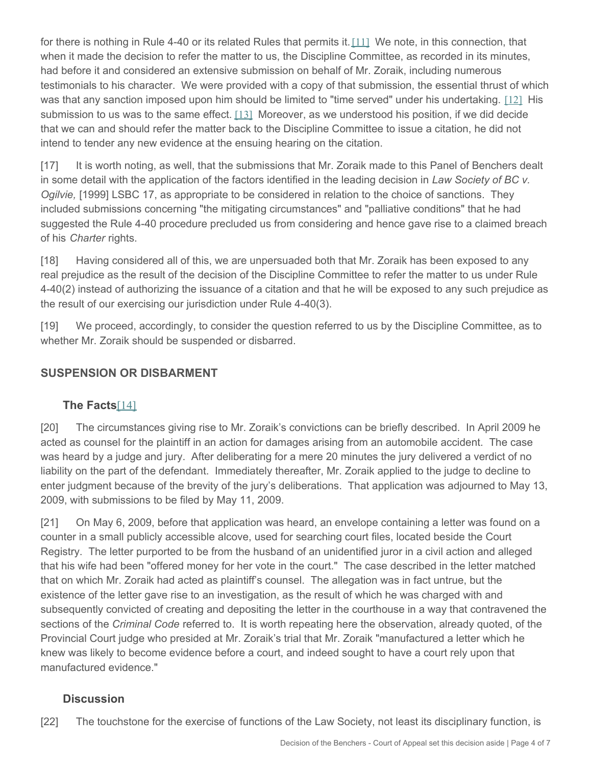for there is nothing in Rule 4-40 or its related Rules that permits it.[11] We note, in this connection, that when it made the decision to refer the matter to us, the Discipline Committee, as recorded in its minutes, had before it and considered an extensive submission on behalf of Mr. Zoraik, including numerous testimonials to his character. We were provided with a copy of that submission, the essential thrust of which was that any sanction imposed upon him should be limited to "time served" under his undertaking. [12] His submission to us was to the same effect. [13] Moreover, as we understood his position, if we did decide that we can and should refer the matter back to the Discipline Committee to issue a citation, he did not intend to tender any new evidence at the ensuing hearing on the citation.

[17] It is worth noting, as well, that the submissions that Mr. Zoraik made to this Panel of Benchers dealt in some detail with the application of the factors identified in the leading decision in *Law Society of BC v. Ogilvie,* [1999] LSBC 17, as appropriate to be considered in relation to the choice of sanctions. They included submissions concerning "the mitigating circumstances" and "palliative conditions" that he had suggested the Rule 4-40 procedure precluded us from considering and hence gave rise to a claimed breach of his *Charter* rights.

[18] Having considered all of this, we are unpersuaded both that Mr. Zoraik has been exposed to any real prejudice as the result of the decision of the Discipline Committee to refer the matter to us under Rule 4-40(2) instead of authorizing the issuance of a citation and that he will be exposed to any such prejudice as the result of our exercising our jurisdiction under Rule 4-40(3).

[19] We proceed, accordingly, to consider the question referred to us by the Discipline Committee, as to whether Mr. Zoraik should be suspended or disbarred.

## SUSPENSION OR DISBARMENT

### The Facts[14]

[20] The circumstances giving rise to Mr. Zoraik's convictions can be briefly described. In April 2009 he acted as counsel for the plaintiff in an action for damages arising from an automobile accident. The case was heard by a judge and jury. After deliberating for a mere 20 minutes the jury delivered a verdict of no liability on the part of the defendant. Immediately thereafter, Mr. Zoraik applied to the judge to decline to enter judgment because of the brevity of the jury's deliberations. That application was adjourned to May 13, 2009, with submissions to be filed by May 11, 2009.

[21] On May 6, 2009, before that application was heard, an envelope containing a letter was found on a counter in a small publicly accessible alcove, used for searching court files, located beside the Court Registry. The letter purported to be from the husband of an unidentified juror in a civil action and alleged that his wife had been "offered money for her vote in the court." The case described in the letter matched that on which Mr. Zoraik had acted as plaintiff's counsel. The allegation was in fact untrue, but the existence of the letter gave rise to an investigation, as the result of which he was charged with and subsequently convicted of creating and depositing the letter in the courthouse in a way that contravened the sections of the *Criminal Code* referred to. It is worth repeating here the observation, already quoted, of the Provincial Court judge who presided at Mr. Zoraik's trial that Mr. Zoraik "manufactured a letter which he knew was likely to become evidence before a court, and indeed sought to have a court rely upon that manufactured evidence."

### Discussion

[22] The touchstone for the exercise of functions of the Law Society, not least its disciplinary function, is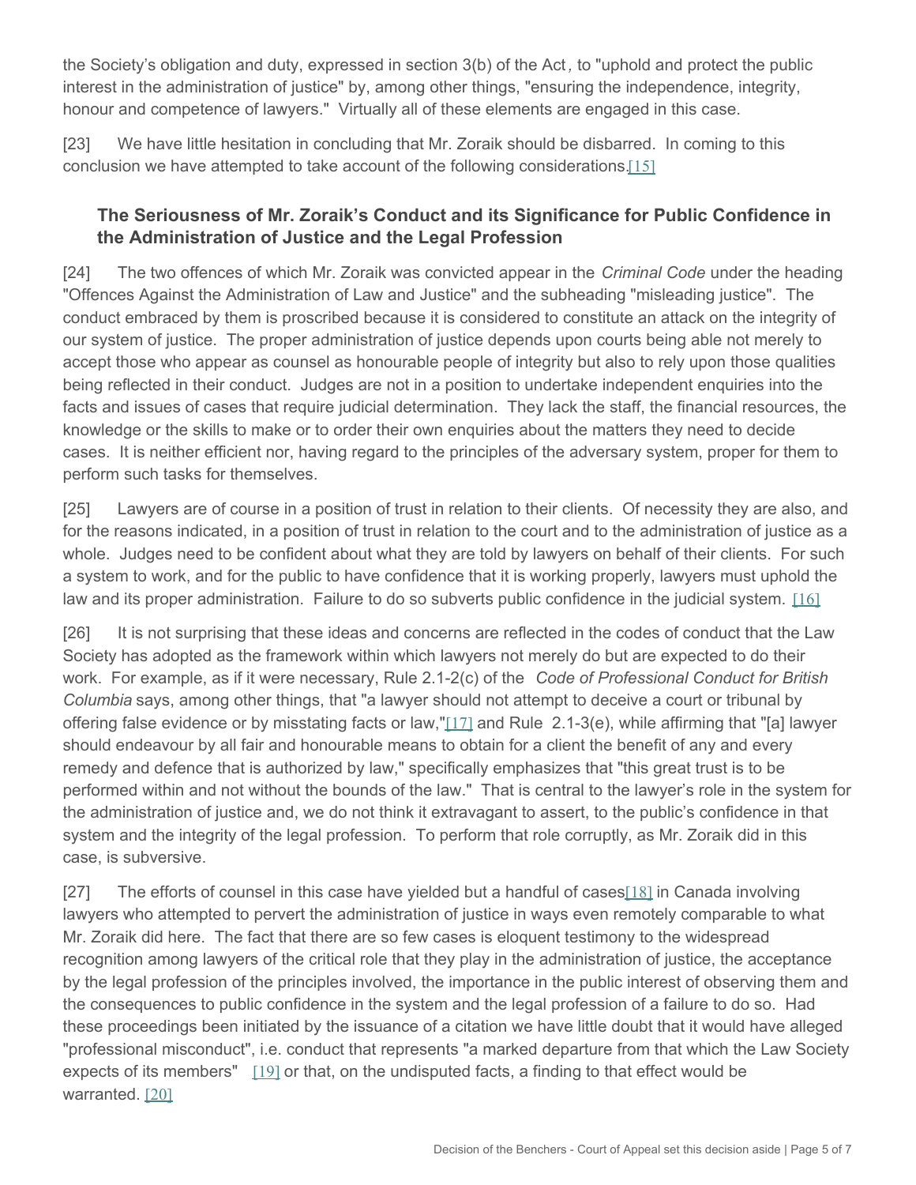the Society's obligation and duty, expressed in section 3(b) of the Act*,* to "uphold and protect the public interest in the administration of justice" by, among other things, "ensuring the independence, integrity, honour and competence of lawyers." Virtually all of these elements are engaged in this case.

[23] We have little hesitation in concluding that Mr. Zoraik should be disbarred. In coming to this conclusion we have attempted to take account of the following considerations.[15]

### The Seriousness of Mr. Zoraik's Conduct and its Significance for Public Confidence in the Administration of Justice and the Legal Profession

[24] The two offences of which Mr. Zoraik was convicted appear in the *Criminal Code* under the heading "Offences Against the Administration of Law and Justice" and the subheading "misleading justice". The conduct embraced by them is proscribed because it is considered to constitute an attack on the integrity of our system of justice. The proper administration of justice depends upon courts being able not merely to accept those who appear as counsel as honourable people of integrity but also to rely upon those qualities being reflected in their conduct. Judges are not in a position to undertake independent enquiries into the facts and issues of cases that require judicial determination. They lack the staff, the financial resources, the knowledge or the skills to make or to order their own enquiries about the matters they need to decide cases. It is neither efficient nor, having regard to the principles of the adversary system, proper for them to perform such tasks for themselves.

[25] Lawyers are of course in a position of trust in relation to their clients. Of necessity they are also, and for the reasons indicated, in a position of trust in relation to the court and to the administration of justice as a whole. Judges need to be confident about what they are told by lawyers on behalf of their clients. For such a system to work, and for the public to have confidence that it is working properly, lawyers must uphold the law and its proper administration. Failure to do so subverts public confidence in the judicial system. [16]

[26] It is not surprising that these ideas and concerns are reflected in the codes of conduct that the Law Society has adopted as the framework within which lawyers not merely do but are expected to do their work. For example, as if it were necessary, Rule 2.1-2(c) of the *Code of Professional Conduct for British Columbia* says, among other things, that "a lawyer should not attempt to deceive a court or tribunal by offering false evidence or by misstating facts or law,"[17] and Rule 2.1-3(e), while affirming that "[a] lawyer should endeavour by all fair and honourable means to obtain for a client the benefit of any and every remedy and defence that is authorized by law," specifically emphasizes that "this great trust is to be performed within and not without the bounds of the law." That is central to the lawyer's role in the system for the administration of justice and, we do not think it extravagant to assert, to the public's confidence in that system and the integrity of the legal profession. To perform that role corruptly, as Mr. Zoraik did in this case, is subversive.

[27] The efforts of counsel in this case have yielded but a handful of cases[18] in Canada involving lawyers who attempted to pervert the administration of justice in ways even remotely comparable to what Mr. Zoraik did here. The fact that there are so few cases is eloquent testimony to the widespread recognition among lawyers of the critical role that they play in the administration of justice, the acceptance by the legal profession of the principles involved, the importance in the public interest of observing them and the consequences to public confidence in the system and the legal profession of a failure to do so. Had these proceedings been initiated by the issuance of a citation we have little doubt that it would have alleged "professional misconduct", i.e. conduct that represents "a marked departure from that which the Law Society expects of its members" [19] or that, on the undisputed facts, a finding to that effect would be warranted. [20]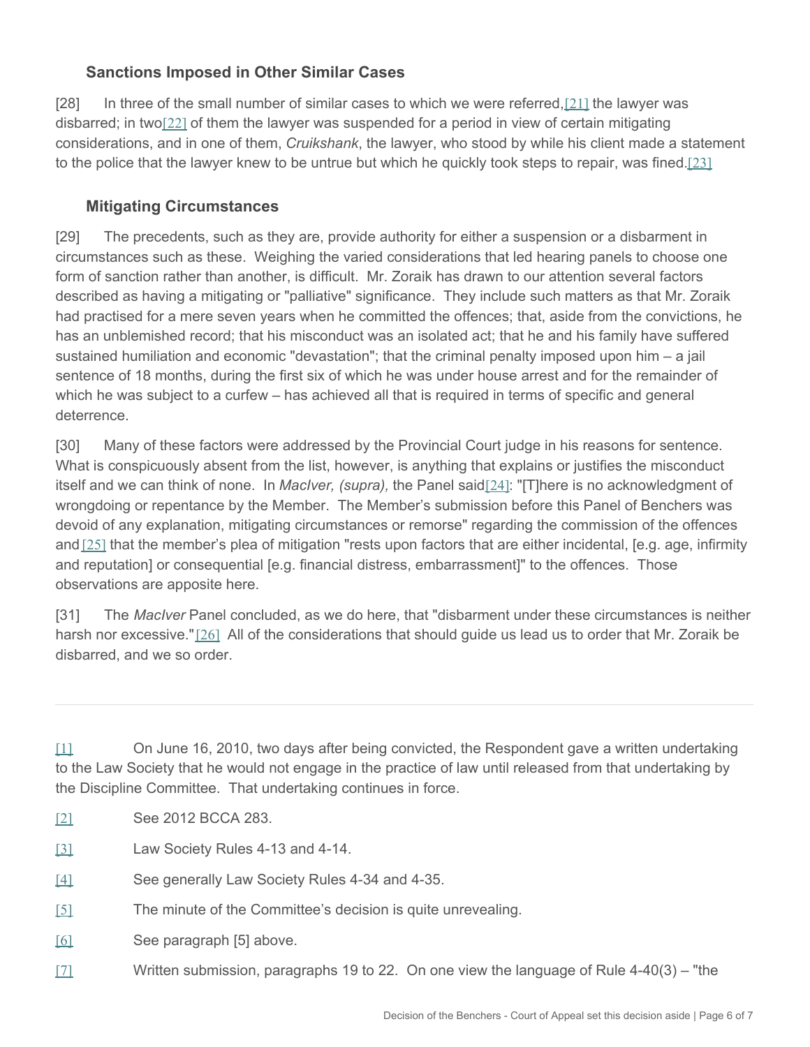### Sanctions Imposed in Other Similar Cases

[28] In three of the small number of similar cases to which we were referred,[21] the lawyer was disbarred; in two[22] of them the lawyer was suspended for a period in view of certain mitigating considerations, and in one of them, *Cruikshank*, the lawyer, who stood by while his client made a statement to the police that the lawyer knew to be untrue but which he quickly took steps to repair, was fined.[23]

### Mitigating Circumstances

[29] The precedents, such as they are, provide authority for either a suspension or a disbarment in circumstances such as these. Weighing the varied considerations that led hearing panels to choose one form of sanction rather than another, is difficult. Mr. Zoraik has drawn to our attention several factors described as having a mitigating or "palliative" significance. They include such matters as that Mr. Zoraik had practised for a mere seven years when he committed the offences; that, aside from the convictions, he has an unblemished record; that his misconduct was an isolated act; that he and his family have suffered sustained humiliation and economic "devastation"; that the criminal penalty imposed upon him – a jail sentence of 18 months, during the first six of which he was under house arrest and for the remainder of which he was subject to a curfew – has achieved all that is required in terms of specific and general deterrence.

[30] Many of these factors were addressed by the Provincial Court judge in his reasons for sentence. What is conspicuously absent from the list, however, is anything that explains or justifies the misconduct itself and we can think of none. In *MacIver, (supra),* the Panel said[24]: "[T]here is no acknowledgment of wrongdoing or repentance by the Member. The Member's submission before this Panel of Benchers was devoid of any explanation, mitigating circumstances or remorse" regarding the commission of the offences and[25] that the member's plea of mitigation "rests upon factors that are either incidental, [e.g. age, infirmity and reputation] or consequential [e.g. financial distress, embarrassment]" to the offences. Those observations are apposite here.

[31] The *MacIver* Panel concluded, as we do here, that "disbarment under these circumstances is neither harsh nor excessive."[26] All of the considerations that should guide us lead us to order that Mr. Zoraik be disbarred, and we so order.

---

[1] On June 16, 2010, two days after being convicted, the Respondent gave a written undertaking to the Law Society that he would not engage in the practice of law until released from that undertaking by the Discipline Committee. That undertaking continues in force.

[2] See 2012 BCCA 283.

[3] Law Society Rules 4-13 and 4-14.

[4] See generally Law Society Rules 4-34 and 4-35.

[5] The minute of the Committee's decision is quite unrevealing.

[6] See paragraph [5] above.

[7] Written submission, paragraphs 19 to 22. On one view the language of Rule 4-40(3) – "the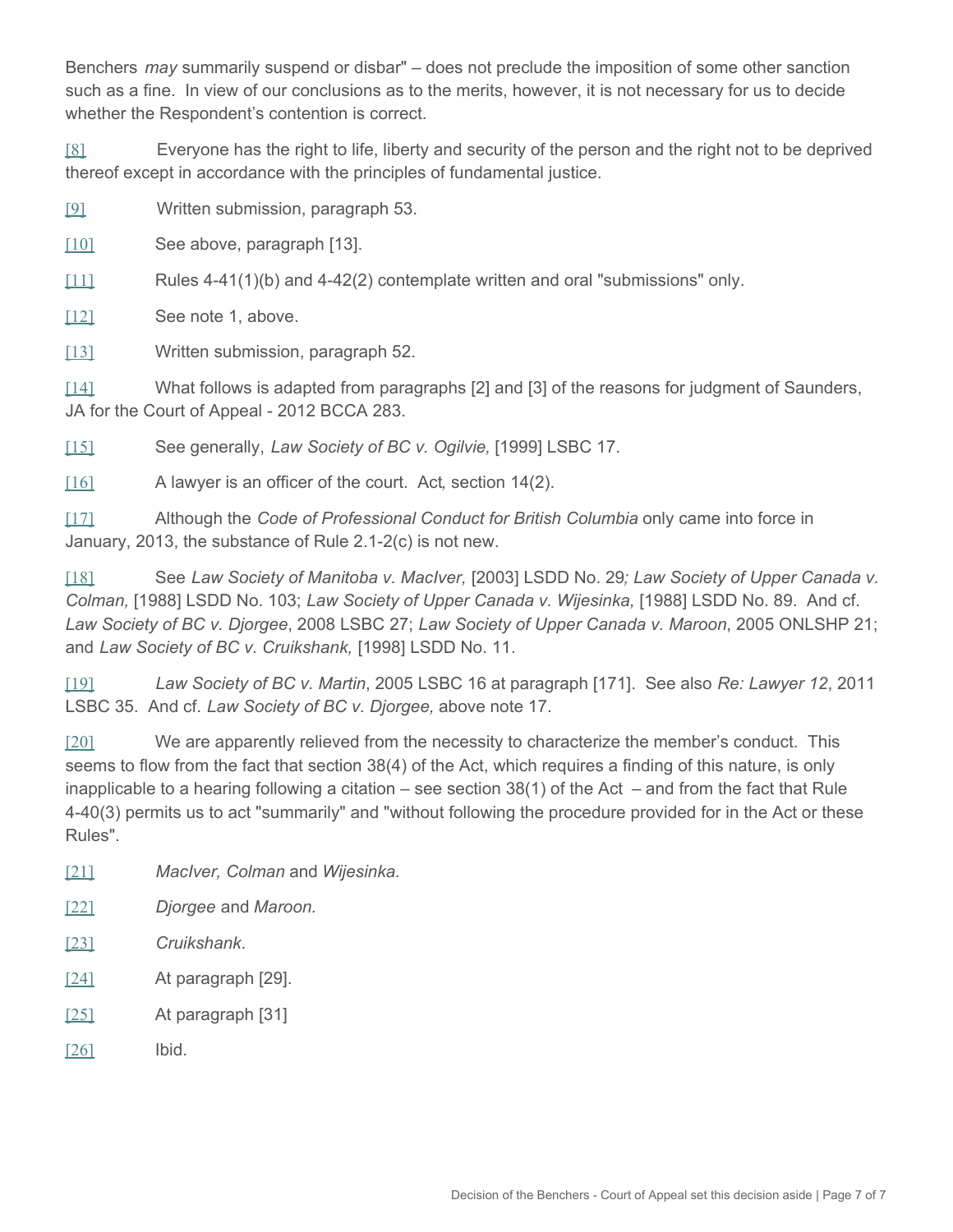Benchers *may* summarily suspend or disbar" – does not preclude the imposition of some other sanction such as a fine. In view of our conclusions as to the merits, however, it is not necessary for us to decide whether the Respondent's contention is correct.

[8] Everyone has the right to life, liberty and security of the person and the right not to be deprived thereof except in accordance with the principles of fundamental justice.

[9] Written submission, paragraph 53.

[10] See above, paragraph [13].

[11] Rules 4-41(1)(b) and 4-42(2) contemplate written and oral "submissions" only.

[12] See note 1, above.

[13] Written submission, paragraph 52.

[14] What follows is adapted from paragraphs [2] and [3] of the reasons for judgment of Saunders, JA for the Court of Appeal - 2012 BCCA 283.

[15] See generally, *Law Society of BC v. Ogilvie,* [1999] LSBC 17.

[16] A lawyer is an officer of the court. Act*,* section 14(2).

[17] Although the *Code of Professional Conduct for British Columbia* only came into force in January, 2013, the substance of Rule 2.1-2(c) is not new.

[18] See *Law Society of Manitoba v. MacIver,* [2003] LSDD No. 29*; Law Society of Upper Canada v. Colman,* [1988] LSDD No. 103; *Law Society of Upper Canada v. Wijesinka,* [1988] LSDD No. 89. And cf. *Law Society of BC v. Djorgee*, 2008 LSBC 27; *Law Society of Upper Canada v. Maroon*, 2005 ONLSHP 21; and *Law Society of BC v. Cruikshank,* [1998] LSDD No. 11.

[19] *Law Society of BC v. Martin*, 2005 LSBC 16 at paragraph [171]. See also *Re: Lawyer 12*, 2011 LSBC 35. And cf. *Law Society of BC v. Djorgee,* above note 17.

[20] We are apparently relieved from the necessity to characterize the member's conduct. This seems to flow from the fact that section 38(4) of the Act, which requires a finding of this nature, is only inapplicable to a hearing following a citation – see section 38(1) of the Act – and from the fact that Rule 4-40(3) permits us to act "summarily" and "without following the procedure provided for in the Act or these Rules".

[21] *MacIver, Colman* and *Wijesinka.*

[22] *Djorgee* and *Maroon.*

[23] *Cruikshank*.

[24] At paragraph [29].

[25] At paragraph [31]

[26] Ibid.